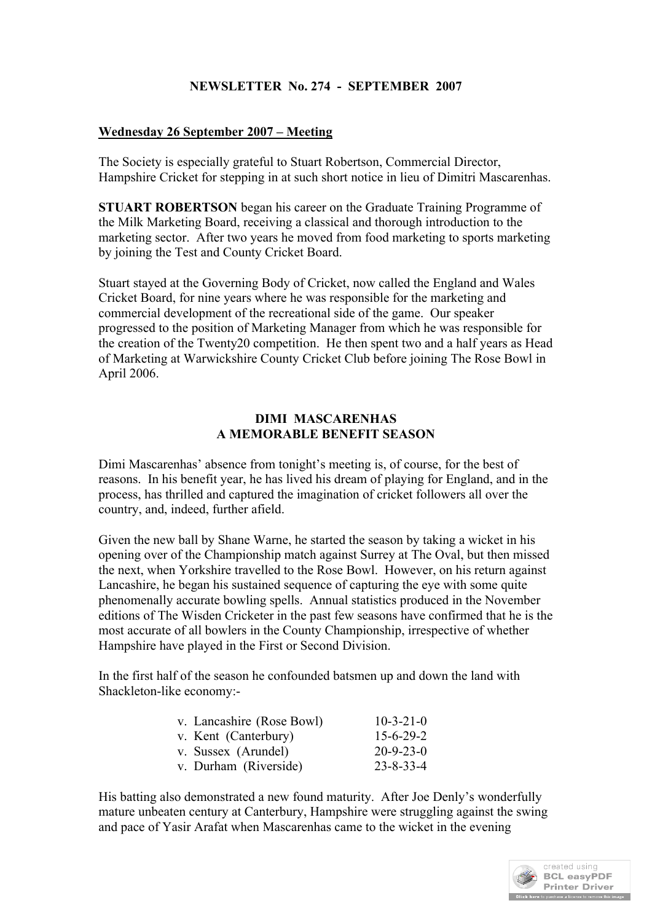**NEWSLETTER No. 274 - SEPTEMBER 2007**

**Wednesday 26 September 2007 – Meeting**

The Society is especially grateful to Stuart Robertson, Commercial Director, Hampshire Cricket for stepping in at such short notice in lieu of Dimitri Mascarenhas.

**STUART ROBERTSON** began his career on the Graduate Training Programme of the Milk Marketing Board, receiving a classical and thorough introduction to the marketing sector. After two years he moved from food marketing to sports marketing by joining the Test and County Cricket Board.

Stuart stayed at the Governing Body of Cricket, now called the England and Wales Cricket Board, for nine years where he was responsible for the marketing and commercial development of the recreational side of the game. Our speaker progressed to the position of Marketing Manager from which he was responsible for the creation of the Twenty20 competition. He then spent two and a half years as Head of Marketing at Warwickshire County Cricket Club before joining The Rose Bowl in April 2006.

## DIMI MASCARENHAS
## A MEMORABLE BENEFIT SEASON

Dimi Mascarenhas' absence from tonight's meeting is, of course, for the best of reasons. In his benefit year, he has lived his dream of playing for England, and in the process, has thrilled and captured the imagination of cricket followers all over the country, and, indeed, further afield.

Given the new ball by Shane Warne, he started the season by taking a wicket in his opening over of the Championship match against Surrey at The Oval, but then missed the next, when Yorkshire travelled to the Rose Bowl. However, on his return against Lancashire, he began his sustained sequence of capturing the eye with some quite phenomenally accurate bowling spells. Annual statistics produced in the November editions of The Wisden Cricketer in the past few seasons have confirmed that he is the most accurate of all bowlers in the County Championship, irrespective of whether Hampshire have played in the First or Second Division.

In the first half of the season he confounded batsmen up and down the land with Shackleton-like economy:-

| | |
|---|---|
| v. Lancashire (Rose Bowl) | 10-3-21-0 |
| v. Kent (Canterbury) | 15-6-29-2 |
| v. Sussex (Arundel) | 20-9-23-0 |
| v. Durham (Riverside) | 23-8-33-4 |

His batting also demonstrated a new found maturity. After Joe Denly's wonderfully mature unbeaten century at Canterbury, Hampshire were struggling against the swing and pace of Yasir Arafat when Mascarenhas came to the wicket in the evening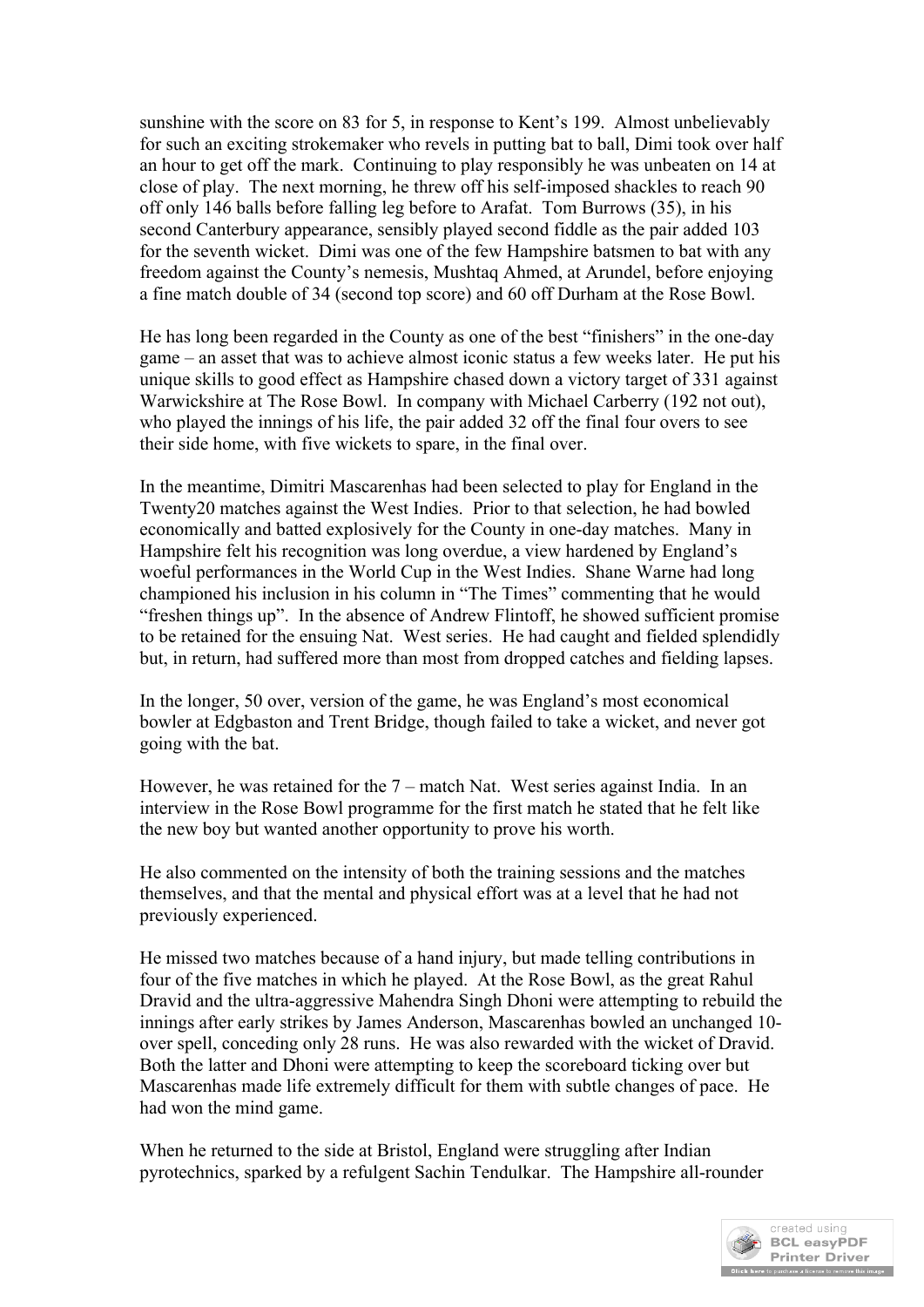sunshine with the score on 83 for 5, in response to Kent's 199. Almost unbelievably for such an exciting strokemaker who revels in putting bat to ball, Dimi took over half an hour to get off the mark. Continuing to play responsibly he was unbeaten on 14 at close of play. The next morning, he threw off his self-imposed shackles to reach 90 off only 146 balls before falling leg before to Arafat. Tom Burrows (35), in his second Canterbury appearance, sensibly played second fiddle as the pair added 103 for the seventh wicket. Dimi was one of the few Hampshire batsmen to bat with any freedom against the County's nemesis, Mushtaq Ahmed, at Arundel, before enjoying a fine match double of 34 (second top score) and 60 off Durham at the Rose Bowl.

He has long been regarded in the County as one of the best "finishers" in the one-day game – an asset that was to achieve almost iconic status a few weeks later. He put his unique skills to good effect as Hampshire chased down a victory target of 331 against Warwickshire at The Rose Bowl. In company with Michael Carberry (192 not out), who played the innings of his life, the pair added 32 off the final four overs to see their side home, with five wickets to spare, in the final over.

In the meantime, Dimitri Mascarenhas had been selected to play for England in the Twenty20 matches against the West Indies. Prior to that selection, he had bowled economically and batted explosively for the County in one-day matches. Many in Hampshire felt his recognition was long overdue, a view hardened by England's woeful performances in the World Cup in the West Indies. Shane Warne had long championed his inclusion in his column in "The Times" commenting that he would "freshen things up". In the absence of Andrew Flintoff, he showed sufficient promise to be retained for the ensuing Nat. West series. He had caught and fielded splendidly but, in return, had suffered more than most from dropped catches and fielding lapses.

In the longer, 50 over, version of the game, he was England's most economical bowler at Edgbaston and Trent Bridge, though failed to take a wicket, and never got going with the bat.

However, he was retained for the 7 – match Nat. West series against India. In an interview in the Rose Bowl programme for the first match he stated that he felt like the new boy but wanted another opportunity to prove his worth.

He also commented on the intensity of both the training sessions and the matches themselves, and that the mental and physical effort was at a level that he had not previously experienced.

He missed two matches because of a hand injury, but made telling contributions in four of the five matches in which he played. At the Rose Bowl, as the great Rahul Dravid and the ultra-aggressive Mahendra Singh Dhoni were attempting to rebuild the innings after early strikes by James Anderson, Mascarenhas bowled an unchanged 10-over spell, conceding only 28 runs. He was also rewarded with the wicket of Dravid. Both the latter and Dhoni were attempting to keep the scoreboard ticking over but Mascarenhas made life extremely difficult for them with subtle changes of pace. He had won the mind game.

When he returned to the side at Bristol, England were struggling after Indian pyrotechnics, sparked by a refulgent Sachin Tendulkar. The Hampshire all-rounder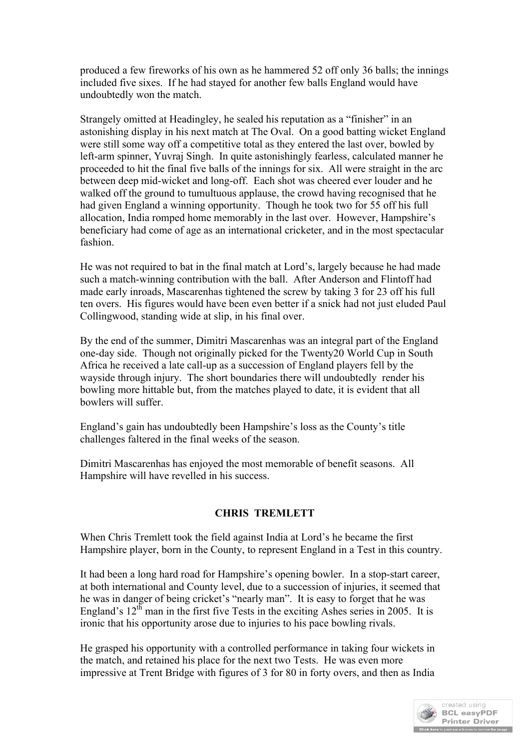produced a few fireworks of his own as he hammered 52 off only 36 balls; the innings included five sixes. If he had stayed for another few balls England would have undoubtedly won the match.

Strangely omitted at Headingley, he sealed his reputation as a "finisher" in an astonishing display in his next match at The Oval. On a good batting wicket England were still some way off a competitive total as they entered the last over, bowled by left-arm spinner, Yuvraj Singh. In quite astonishingly fearless, calculated manner he proceeded to hit the final five balls of the innings for six. All were straight in the arc between deep mid-wicket and long-off. Each shot was cheered ever louder and he walked off the ground to tumultuous applause, the crowd having recognised that he had given England a winning opportunity. Though he took two for 55 off his full allocation, India romped home memorably in the last over. However, Hampshire's beneficiary had come of age as an international cricketer, and in the most spectacular fashion.

He was not required to bat in the final match at Lord's, largely because he had made such a match-winning contribution with the ball. After Anderson and Flintoff had made early inroads, Mascarenhas tightened the screw by taking 3 for 23 off his full ten overs. His figures would have been even better if a snick had not just eluded Paul Collingwood, standing wide at slip, in his final over.

By the end of the summer, Dimitri Mascarenhas was an integral part of the England one-day side. Though not originally picked for the Twenty20 World Cup in South Africa he received a late call-up as a succession of England players fell by the wayside through injury. The short boundaries there will undoubtedly render his bowling more hittable but, from the matches played to date, it is evident that all bowlers will suffer.

England's gain has undoubtedly been Hampshire's loss as the County's title challenges faltered in the final weeks of the season.

Dimitri Mascarenhas has enjoyed the most memorable of benefit seasons. All Hampshire will have revelled in his success.

## CHRIS TREMLETT

When Chris Tremlett took the field against India at Lord's he became the first Hampshire player, born in the County, to represent England in a Test in this country.

It had been a long hard road for Hampshire's opening bowler. In a stop-start career, at both international and County level, due to a succession of injuries, it seemed that he was in danger of being cricket's "nearly man". It is easy to forget that he was England's 12th man in the first five Tests in the exciting Ashes series in 2005. It is ironic that his opportunity arose due to injuries to his pace bowling rivals.

He grasped his opportunity with a controlled performance in taking four wickets in the match, and retained his place for the next two Tests. He was even more impressive at Trent Bridge with figures of 3 for 80 in forty overs, and then as India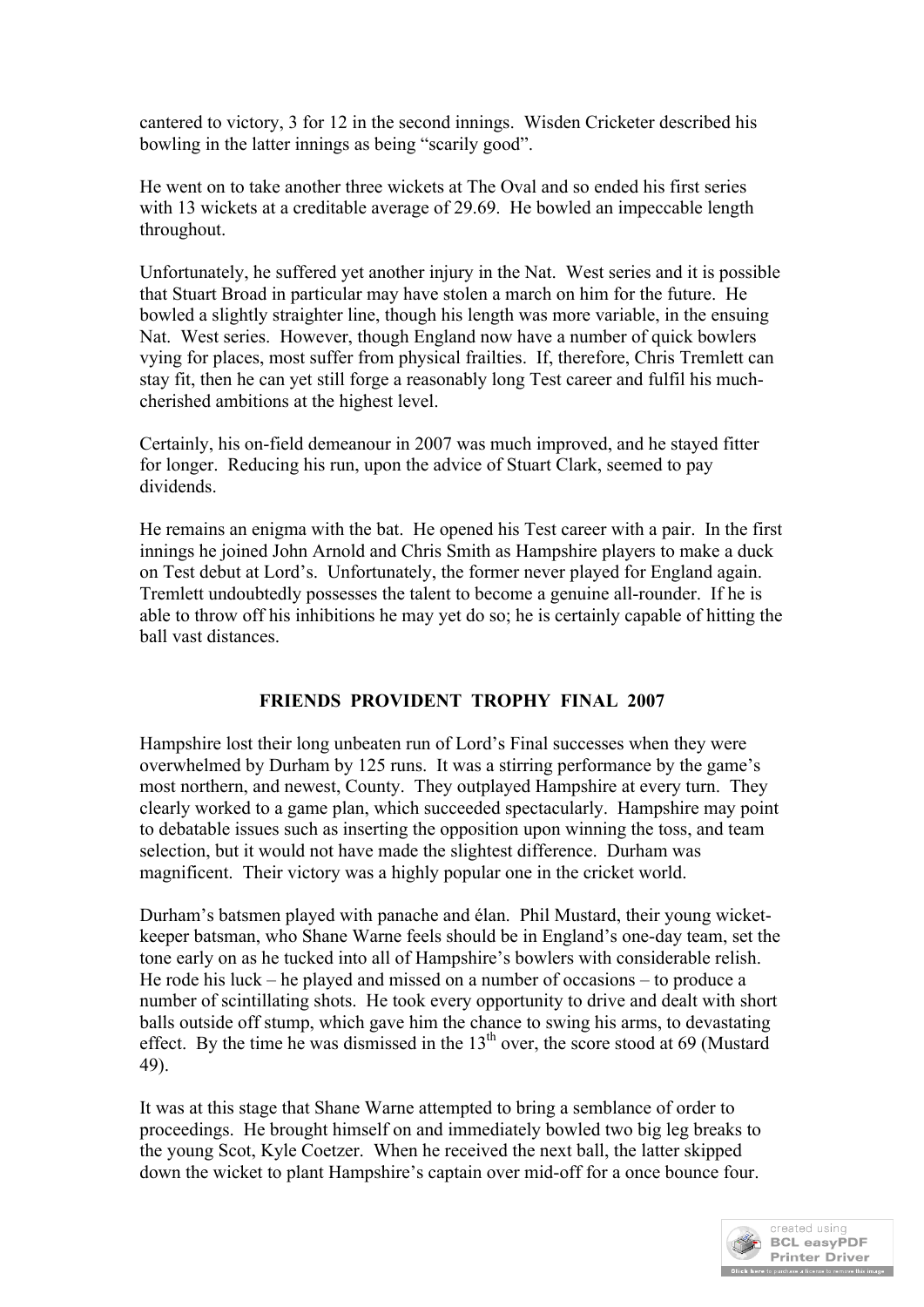cantered to victory, 3 for 12 in the second innings. Wisden Cricketer described his bowling in the latter innings as being "scarily good".

He went on to take another three wickets at The Oval and so ended his first series with 13 wickets at a creditable average of 29.69. He bowled an impeccable length throughout.

Unfortunately, he suffered yet another injury in the Nat. West series and it is possible that Stuart Broad in particular may have stolen a march on him for the future. He bowled a slightly straighter line, though his length was more variable, in the ensuing Nat. West series. However, though England now have a number of quick bowlers vying for places, most suffer from physical frailties. If, therefore, Chris Tremlett can stay fit, then he can yet still forge a reasonably long Test career and fulfil his much-cherished ambitions at the highest level.

Certainly, his on-field demeanour in 2007 was much improved, and he stayed fitter for longer. Reducing his run, upon the advice of Stuart Clark, seemed to pay dividends.

He remains an enigma with the bat. He opened his Test career with a pair. In the first innings he joined John Arnold and Chris Smith as Hampshire players to make a duck on Test debut at Lord's. Unfortunately, the former never played for England again. Tremlett undoubtedly possesses the talent to become a genuine all-rounder. If he is able to throw off his inhibitions he may yet do so; he is certainly capable of hitting the ball vast distances.

## FRIENDS PROVIDENT TROPHY FINAL 2007

Hampshire lost their long unbeaten run of Lord's Final successes when they were overwhelmed by Durham by 125 runs. It was a stirring performance by the game's most northern, and newest, County. They outplayed Hampshire at every turn. They clearly worked to a game plan, which succeeded spectacularly. Hampshire may point to debatable issues such as inserting the opposition upon winning the toss, and team selection, but it would not have made the slightest difference. Durham was magnificent. Their victory was a highly popular one in the cricket world.

Durham's batsmen played with panache and élan. Phil Mustard, their young wicket-keeper batsman, who Shane Warne feels should be in England's one-day team, set the tone early on as he tucked into all of Hampshire's bowlers with considerable relish. He rode his luck – he played and missed on a number of occasions – to produce a number of scintillating shots. He took every opportunity to drive and dealt with short balls outside off stump, which gave him the chance to swing his arms, to devastating effect. By the time he was dismissed in the 13th over, the score stood at 69 (Mustard 49).

It was at this stage that Shane Warne attempted to bring a semblance of order to proceedings. He brought himself on and immediately bowled two big leg breaks to the young Scot, Kyle Coetzer. When he received the next ball, the latter skipped down the wicket to plant Hampshire's captain over mid-off for a once bounce four.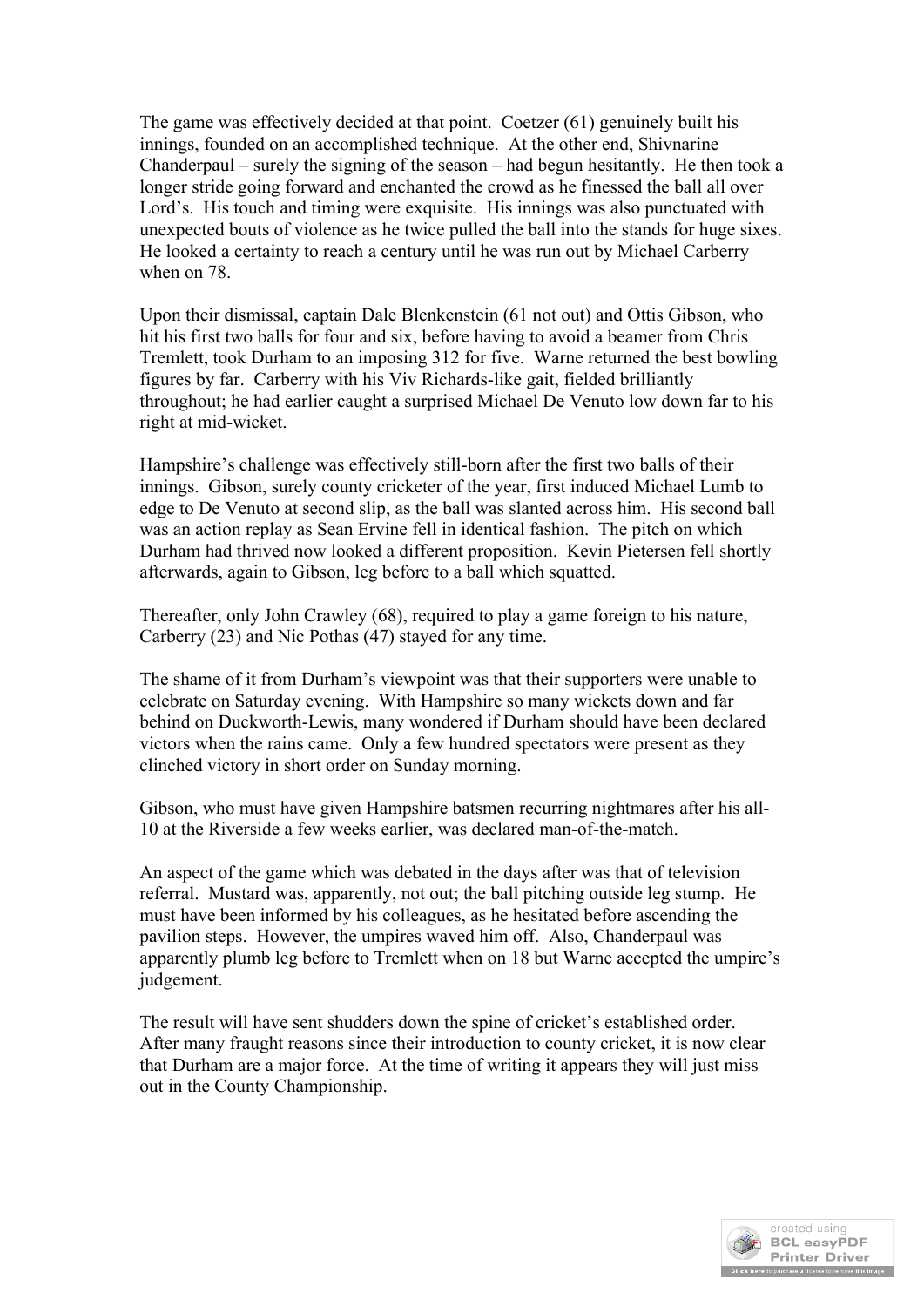The game was effectively decided at that point. Coetzer (61) genuinely built his innings, founded on an accomplished technique. At the other end, Shivnarine Chanderpaul – surely the signing of the season – had begun hesitantly. He then took a longer stride going forward and enchanted the crowd as he finessed the ball all over Lord's. His touch and timing were exquisite. His innings was also punctuated with unexpected bouts of violence as he twice pulled the ball into the stands for huge sixes. He looked a certainty to reach a century until he was run out by Michael Carberry when on 78.

Upon their dismissal, captain Dale Blenkenstein (61 not out) and Ottis Gibson, who hit his first two balls for four and six, before having to avoid a beamer from Chris Tremlett, took Durham to an imposing 312 for five. Warne returned the best bowling figures by far. Carberry with his Viv Richards-like gait, fielded brilliantly throughout; he had earlier caught a surprised Michael De Venuto low down far to his right at mid-wicket.

Hampshire's challenge was effectively still-born after the first two balls of their innings. Gibson, surely county cricketer of the year, first induced Michael Lumb to edge to De Venuto at second slip, as the ball was slanted across him. His second ball was an action replay as Sean Ervine fell in identical fashion. The pitch on which Durham had thrived now looked a different proposition. Kevin Pietersen fell shortly afterwards, again to Gibson, leg before to a ball which squatted.

Thereafter, only John Crawley (68), required to play a game foreign to his nature, Carberry (23) and Nic Pothas (47) stayed for any time.

The shame of it from Durham's viewpoint was that their supporters were unable to celebrate on Saturday evening. With Hampshire so many wickets down and far behind on Duckworth-Lewis, many wondered if Durham should have been declared victors when the rains came. Only a few hundred spectators were present as they clinched victory in short order on Sunday morning.

Gibson, who must have given Hampshire batsmen recurring nightmares after his all-10 at the Riverside a few weeks earlier, was declared man-of-the-match.

An aspect of the game which was debated in the days after was that of television referral. Mustard was, apparently, not out; the ball pitching outside leg stump. He must have been informed by his colleagues, as he hesitated before ascending the pavilion steps. However, the umpires waved him off. Also, Chanderpaul was apparently plumb leg before to Tremlett when on 18 but Warne accepted the umpire's judgement.

The result will have sent shudders down the spine of cricket's established order. After many fraught reasons since their introduction to county cricket, it is now clear that Durham are a major force. At the time of writing it appears they will just miss out in the County Championship.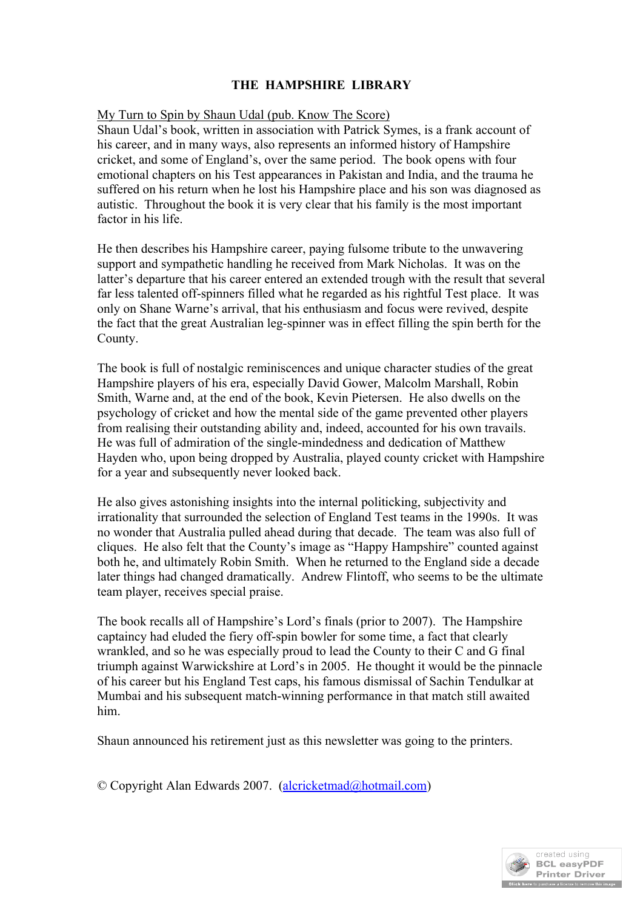**THE HAMPSHIRE LIBRARY**

My Turn to Spin by Shaun Udal (pub. Know The Score)
Shaun Udal's book, written in association with Patrick Symes, is a frank account of his career, and in many ways, also represents an informed history of Hampshire cricket, and some of England's, over the same period. The book opens with four emotional chapters on his Test appearances in Pakistan and India, and the trauma he suffered on his return when he lost his Hampshire place and his son was diagnosed as autistic. Throughout the book it is very clear that his family is the most important factor in his life.

He then describes his Hampshire career, paying fulsome tribute to the unwavering support and sympathetic handling he received from Mark Nicholas. It was on the latter's departure that his career entered an extended trough with the result that several far less talented off-spinners filled what he regarded as his rightful Test place. It was only on Shane Warne's arrival, that his enthusiasm and focus were revived, despite the fact that the great Australian leg-spinner was in effect filling the spin berth for the County.

The book is full of nostalgic reminiscences and unique character studies of the great Hampshire players of his era, especially David Gower, Malcolm Marshall, Robin Smith, Warne and, at the end of the book, Kevin Pietersen. He also dwells on the psychology of cricket and how the mental side of the game prevented other players from realising their outstanding ability and, indeed, accounted for his own travails. He was full of admiration of the single-mindedness and dedication of Matthew Hayden who, upon being dropped by Australia, played county cricket with Hampshire for a year and subsequently never looked back.

He also gives astonishing insights into the internal politicking, subjectivity and irrationality that surrounded the selection of England Test teams in the 1990s. It was no wonder that Australia pulled ahead during that decade. The team was also full of cliques. He also felt that the County's image as "Happy Hampshire" counted against both he, and ultimately Robin Smith. When he returned to the England side a decade later things had changed dramatically. Andrew Flintoff, who seems to be the ultimate team player, receives special praise.

The book recalls all of Hampshire's Lord's finals (prior to 2007). The Hampshire captaincy had eluded the fiery off-spin bowler for some time, a fact that clearly wrankled, and so he was especially proud to lead the County to their C and G final triumph against Warwickshire at Lord's in 2005. He thought it would be the pinnacle of his career but his England Test caps, his famous dismissal of Sachin Tendulkar at Mumbai and his subsequent match-winning performance in that match still awaited him.

Shaun announced his retirement just as this newsletter was going to the printers.

© Copyright Alan Edwards 2007. (alcricketmad@hotmail.com)